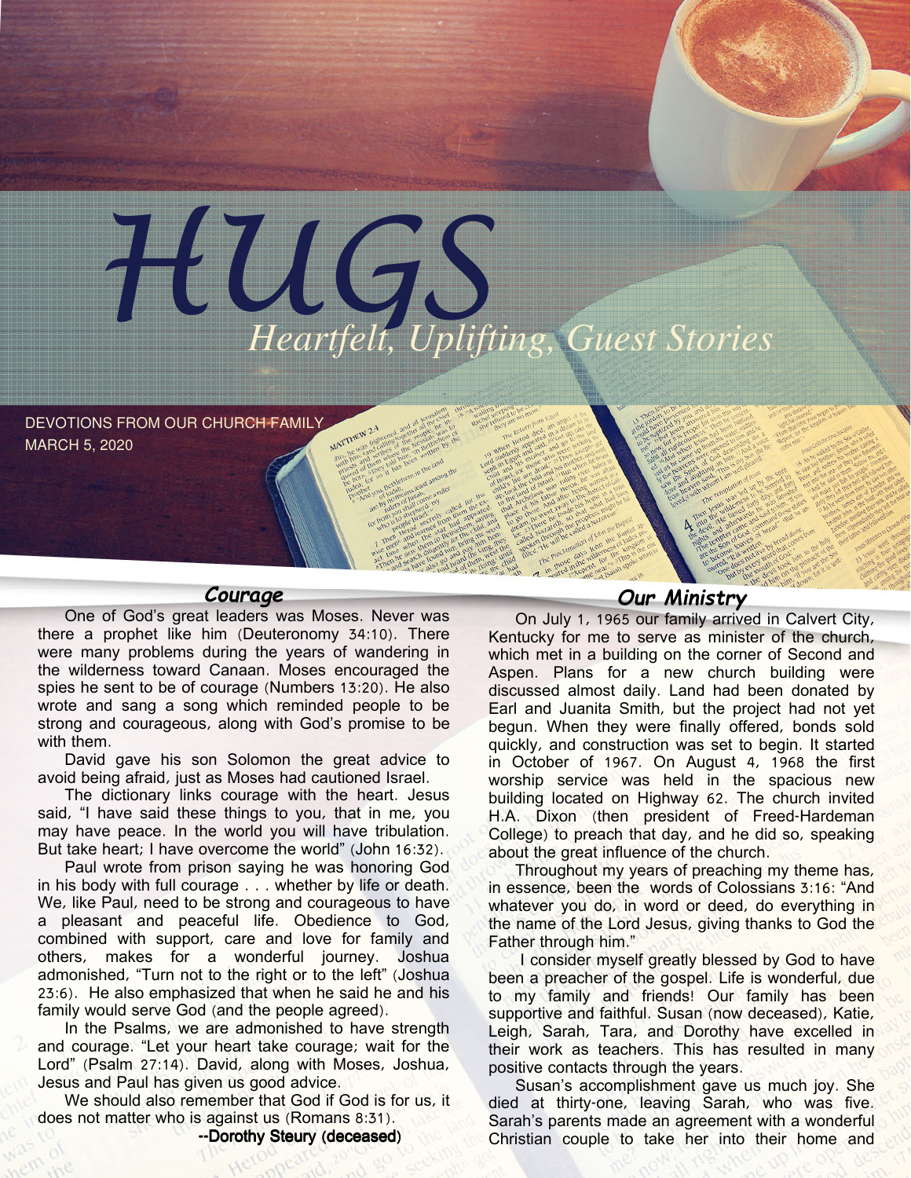# HUGS

## Heartfelt, Uplifting, Guest Stories

DEVOTIONS FROM OUR CHURCH FAMILY
MARCH 5, 2020

### Courage

One of God's great leaders was Moses. Never was there a prophet like him (Deuteronomy 34:10). There were many problems during the years of wandering in the wilderness toward Canaan. Moses encouraged the spies he sent to be of courage (Numbers 13:20). He also wrote and sang a song which reminded people to be strong and courageous, along with God's promise to be with them.

David gave his son Solomon the great advice to avoid being afraid, just as Moses had cautioned Israel.

The dictionary links courage with the heart. Jesus said, "I have said these things to you, that in me, you may have peace. In the world you will have tribulation. But take heart; I have overcome the world" (John 16:32).

Paul wrote from prison saying he was honoring God in his body with full courage . . . whether by life or death. We, like Paul, need to be strong and courageous to have a pleasant and peaceful life. Obedience to God, combined with support, care and love for family and others, makes for a wonderful journey. Joshua admonished, "Turn not to the right or to the left" (Joshua 23:6). He also emphasized that when he said he and his family would serve God (and the people agreed).

In the Psalms, we are admonished to have strength and courage. "Let your heart take courage; wait for the Lord" (Psalm 27:14). David, along with Moses, Joshua, Jesus and Paul has given us good advice.

We should also remember that God if God is for us, it does not matter who is against us (Romans 8:31).

**--Dorothy Steury (deceased)**

### Our Ministry

On July 1, 1965 our family arrived in Calvert City, Kentucky for me to serve as minister of the church, which met in a building on the corner of Second and Aspen. Plans for a new church building were discussed almost daily. Land had been donated by Earl and Juanita Smith, but the project had not yet begun. When they were finally offered, bonds sold quickly, and construction was set to begin. It started in October of 1967. On August 4, 1968 the first worship service was held in the spacious new building located on Highway 62. The church invited H.A. Dixon (then president of Freed-Hardeman College) to preach that day, and he did so, speaking about the great influence of the church.

Throughout my years of preaching my theme has, in essence, been the words of Colossians 3:16: "And whatever you do, in word or deed, do everything in the name of the Lord Jesus, giving thanks to God the Father through him."

I consider myself greatly blessed by God to have been a preacher of the gospel. Life is wonderful, due to my family and friends! Our family has been supportive and faithful. Susan (now deceased), Katie, Leigh, Sarah, Tara, and Dorothy have excelled in their work as teachers. This has resulted in many positive contacts through the years.

Susan's accomplishment gave us much joy. She died at thirty-one, leaving Sarah, who was five. Sarah's parents made an agreement with a wonderful Christian couple to take her into their home and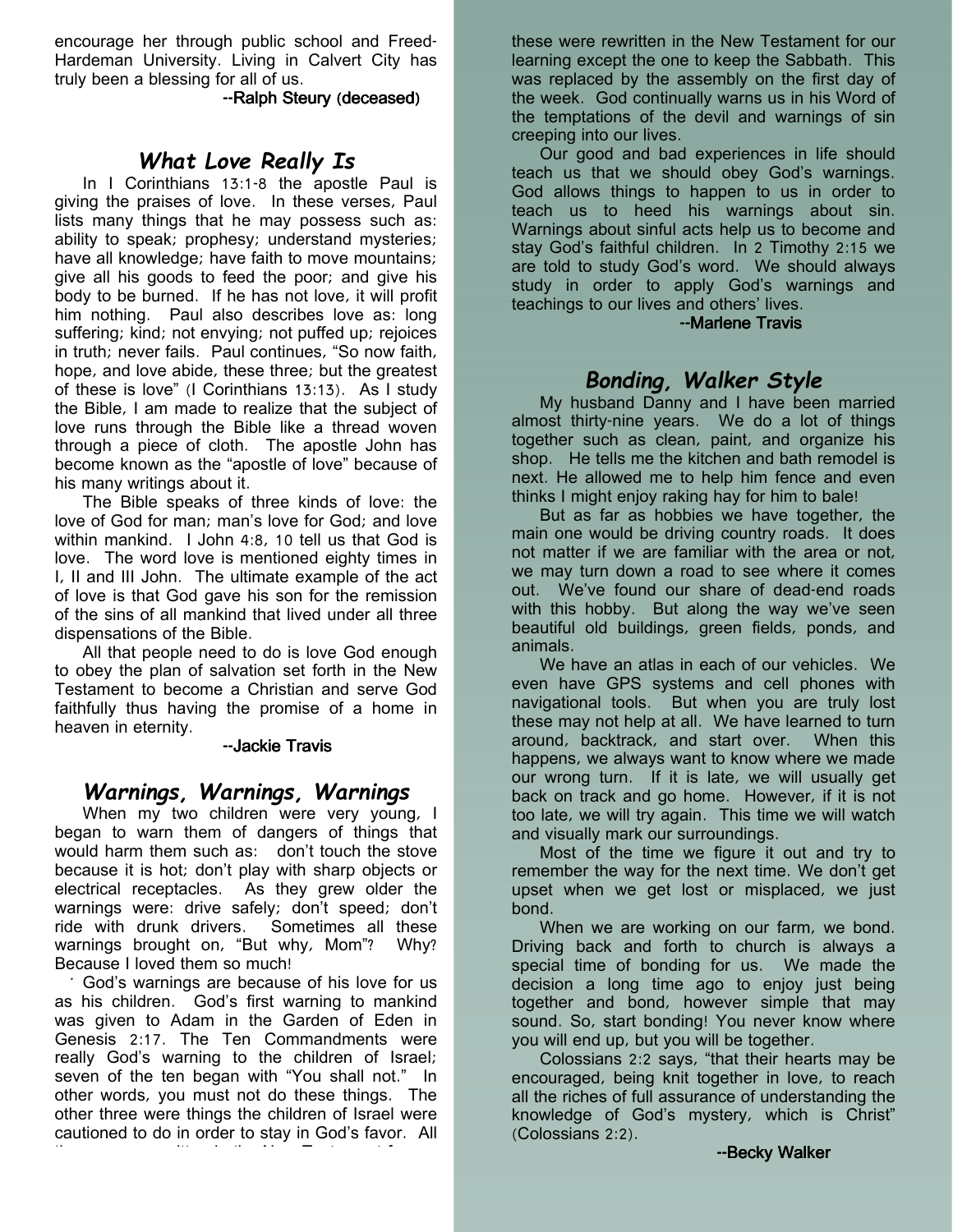encourage her through public school and Freed-Hardeman University. Living in Calvert City has truly been a blessing for all of us.

--Ralph Steury (deceased)

## What Love Really Is

In I Corinthians 13:1-8 the apostle Paul is giving the praises of love. In these verses, Paul lists many things that he may possess such as: ability to speak; prophesy; understand mysteries; have all knowledge; have faith to move mountains; give all his goods to feed the poor; and give his body to be burned. If he has not love, it will profit him nothing. Paul also describes love as: long suffering; kind; not envying; not puffed up; rejoices in truth; never fails. Paul continues, "So now faith, hope, and love abide, these three; but the greatest of these is love" (I Corinthians 13:13). As I study the Bible, I am made to realize that the subject of love runs through the Bible like a thread woven through a piece of cloth. The apostle John has become known as the "apostle of love" because of his many writings about it.

The Bible speaks of three kinds of love: the love of God for man; man's love for God; and love within mankind. I John 4:8, 10 tell us that God is love. The word love is mentioned eighty times in I, II and III John. The ultimate example of the act of love is that God gave his son for the remission of the sins of all mankind that lived under all three dispensations of the Bible.

All that people need to do is love God enough to obey the plan of salvation set forth in the New Testament to become a Christian and serve God faithfully thus having the promise of a home in heaven in eternity.

--Jackie Travis

## Warnings, Warnings, Warnings

When my two children were very young, I began to warn them of dangers of things that would harm them such as: don't touch the stove because it is hot; don't play with sharp objects or electrical receptacles. As they grew older the warnings were: drive safely; don't speed; don't ride with drunk drivers. Sometimes all these warnings brought on, "But why, Mom"? Why? Because I loved them so much!

God's warnings are because of his love for us as his children. God's first warning to mankind was given to Adam in the Garden of Eden in Genesis 2:17. The Ten Commandments were really God's warning to the children of Israel; seven of the ten began with "You shall not." In other words, you must not do these things. The other three were things the children of Israel were cautioned to do in order to stay in God's favor. All these were rewritten in the New Testament for our learning except the one to keep the Sabbath. This was replaced by the assembly on the first day of the week. God continually warns us in his Word of the temptations of the devil and warnings of sin creeping into our lives.

Our good and bad experiences in life should teach us that we should obey God's warnings. God allows things to happen to us in order to teach us to heed his warnings about sin. Warnings about sinful acts help us to become and stay God's faithful children. In 2 Timothy 2:15 we are told to study God's word. We should always study in order to apply God's warnings and teachings to our lives and others' lives.

--Marlene Travis

## Bonding, Walker Style

My husband Danny and I have been married almost thirty-nine years. We do a lot of things together such as clean, paint, and organize his shop. He tells me the kitchen and bath remodel is next. He allowed me to help him fence and even thinks I might enjoy raking hay for him to bale!

But as far as hobbies we have together, the main one would be driving country roads. It does not matter if we are familiar with the area or not, we may turn down a road to see where it comes out. We've found our share of dead-end roads with this hobby. But along the way we've seen beautiful old buildings, green fields, ponds, and animals.

We have an atlas in each of our vehicles. We even have GPS systems and cell phones with navigational tools. But when you are truly lost these may not help at all. We have learned to turn around, backtrack, and start over. When this happens, we always want to know where we made our wrong turn. If it is late, we will usually get back on track and go home. However, if it is not too late, we will try again. This time we will watch and visually mark our surroundings.

Most of the time we figure it out and try to remember the way for the next time. We don't get upset when we get lost or misplaced, we just bond.

When we are working on our farm, we bond. Driving back and forth to church is always a special time of bonding for us. We made the decision a long time ago to enjoy just being together and bond, however simple that may sound. So, start bonding! You never know where you will end up, but you will be together.

Colossians 2:2 says, "that their hearts may be encouraged, being knit together in love, to reach all the riches of full assurance of understanding the knowledge of God's mystery, which is Christ" (Colossians 2:2).

--Becky Walker